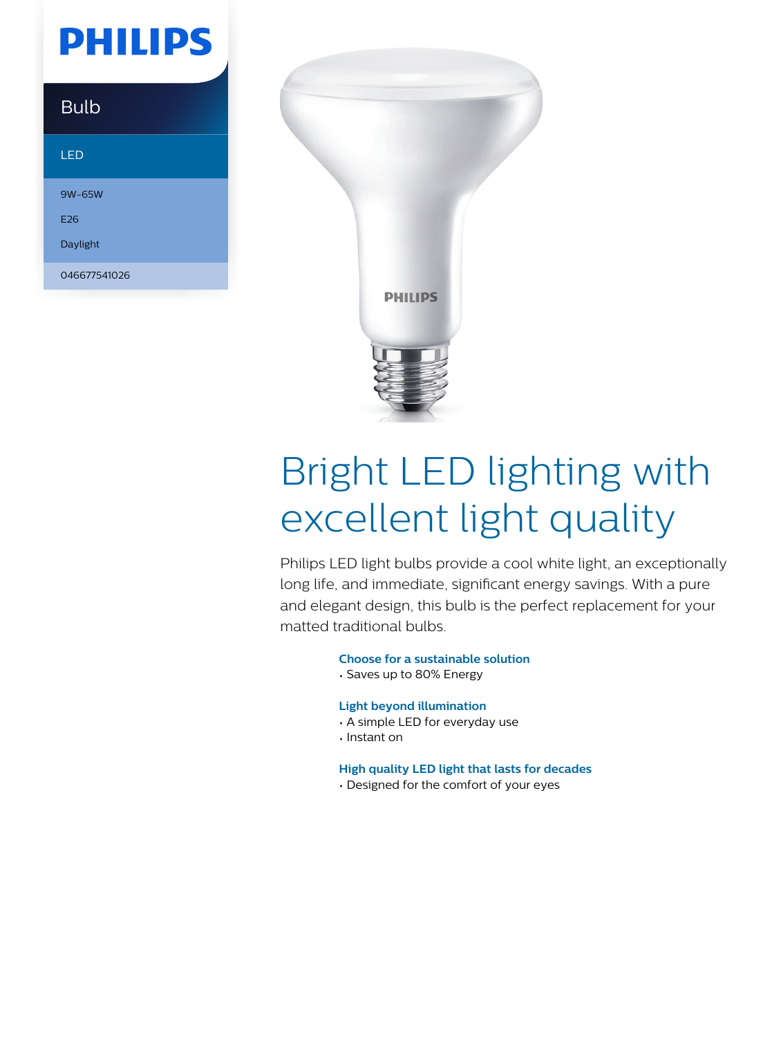PHILIPS

Bulb

LED

9W-65W

E26

Daylight

046677541026

PHILIPS

# Bright LED lighting with excellent light quality

Philips LED light bulbs provide a cool white light, an exceptionally long life, and immediate, significant energy savings. With a pure and elegant design, this bulb is the perfect replacement for your matted traditional bulbs.

**Choose for a sustainable solution**
- Saves up to 80% Energy

**Light beyond illumination**
- A simple LED for everyday use
- Instant on

**High quality LED light that lasts for decades**
- Designed for the comfort of your eyes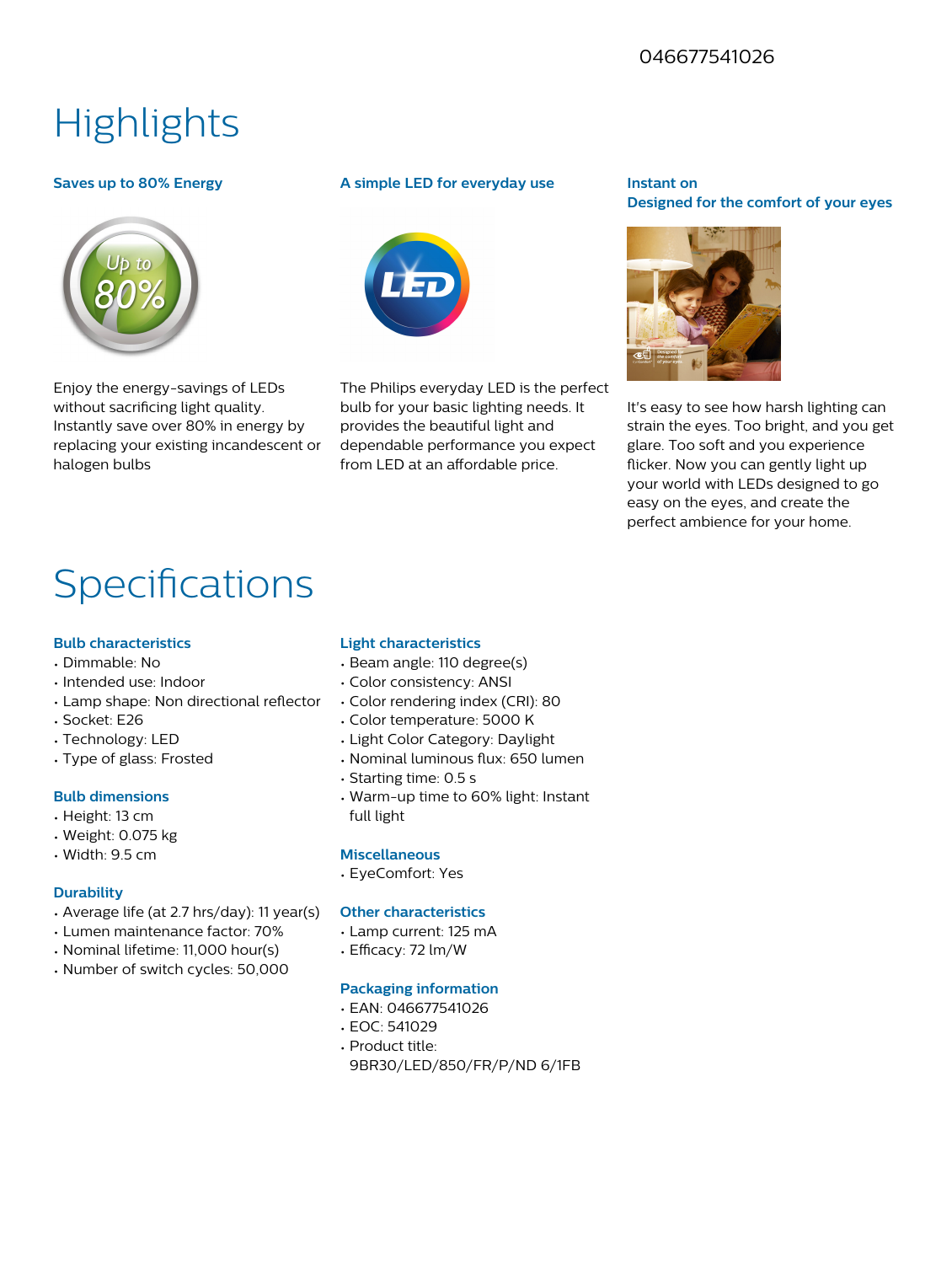046677541026

# Highlights

### Saves up to 80% Energy

Enjoy the energy-savings of LEDs without sacrificing light quality. Instantly save over 80% in energy by replacing your existing incandescent or halogen bulbs

### A simple LED for everyday use

The Philips everyday LED is the perfect bulb for your basic lighting needs. It provides the beautiful light and dependable performance you expect from LED at an affordable price.

### Instant on
### Designed for the comfort of your eyes

It's easy to see how harsh lighting can strain the eyes. Too bright, and you get glare. Too soft and you experience flicker. Now you can gently light up your world with LEDs designed to go easy on the eyes, and create the perfect ambience for your home.

# Specifications

### Bulb characteristics

- Dimmable: No
- Intended use: Indoor
- Lamp shape: Non directional reflector
- Socket: E26
- Technology: LED
- Type of glass: Frosted

### Bulb dimensions

- Height: 13 cm
- Weight: 0.075 kg
- Width: 9.5 cm

### Durability

- Average life (at 2.7 hrs/day): 11 year(s)
- Lumen maintenance factor: 70%
- Nominal lifetime: 11,000 hour(s)
- Number of switch cycles: 50,000

### Light characteristics

- Beam angle: 110 degree(s)
- Color consistency: ANSI
- Color rendering index (CRI): 80
- Color temperature: 5000 K
- Light Color Category: Daylight
- Nominal luminous flux: 650 lumen
- Starting time: 0.5 s
- Warm-up time to 60% light: Instant full light

### Miscellaneous

- EyeComfort: Yes

### Other characteristics

- Lamp current: 125 mA
- Efficacy: 72 lm/W

### Packaging information

- EAN: 046677541026
- EOC: 541029
- Product title: 9BR30/LED/850/FR/P/ND 6/1FB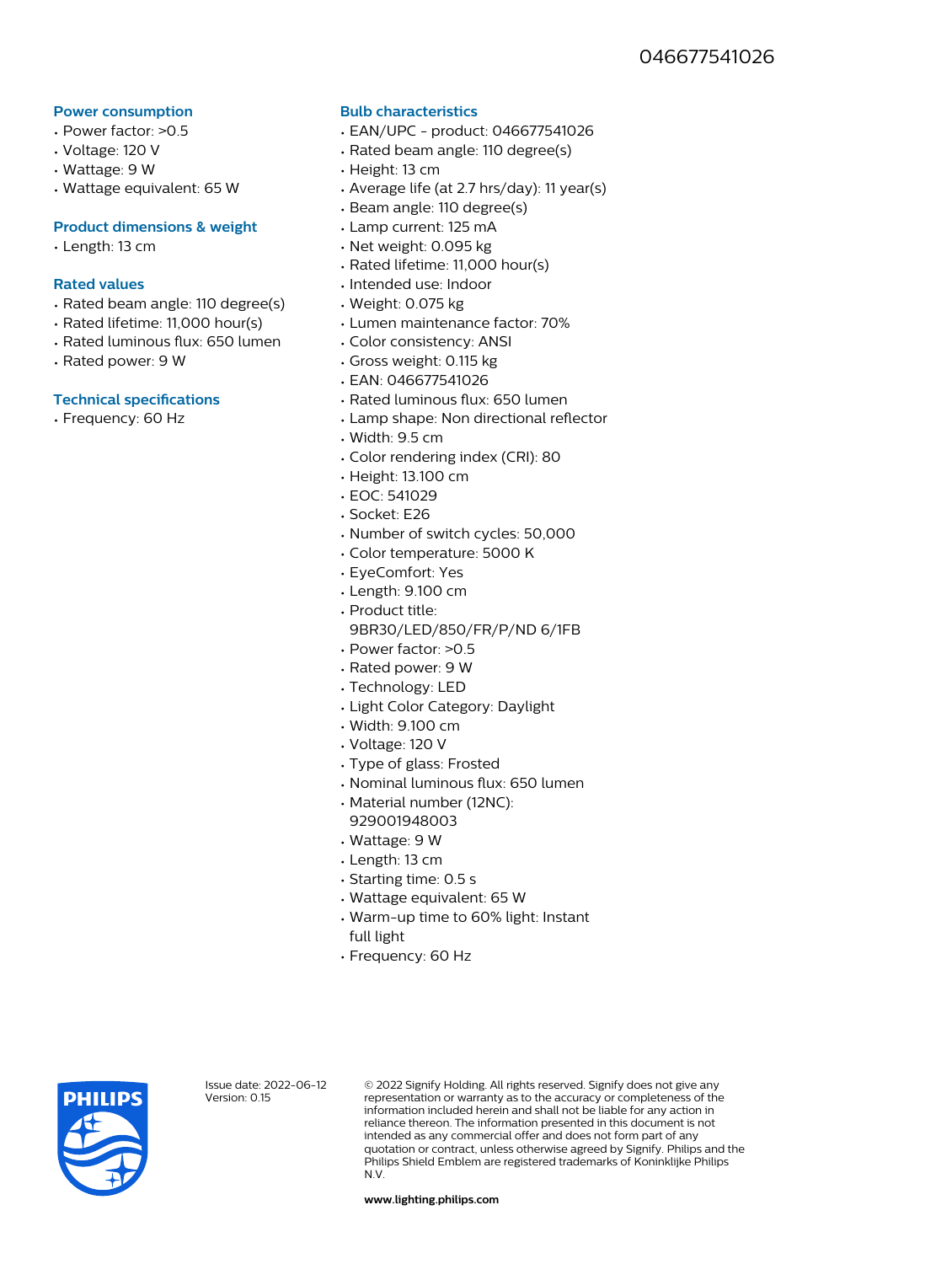046677541026

## Power consumption

- Power factor: >0.5
- Voltage: 120 V
- Wattage: 9 W
- Wattage equivalent: 65 W

## Product dimensions & weight

- Length: 13 cm

## Rated values

- Rated beam angle: 110 degree(s)
- Rated lifetime: 11,000 hour(s)
- Rated luminous flux: 650 lumen
- Rated power: 9 W

## Technical specifications

- Frequency: 60 Hz

## Bulb characteristics

- EAN/UPC - product: 046677541026
- Rated beam angle: 110 degree(s)
- Height: 13 cm
- Average life (at 2.7 hrs/day): 11 year(s)
- Beam angle: 110 degree(s)
- Lamp current: 125 mA
- Net weight: 0.095 kg
- Rated lifetime: 11,000 hour(s)
- Intended use: Indoor
- Weight: 0.075 kg
- Lumen maintenance factor: 70%
- Color consistency: ANSI
- Gross weight: 0.115 kg
- EAN: 046677541026
- Rated luminous flux: 650 lumen
- Lamp shape: Non directional reflector
- Width: 9.5 cm
- Color rendering index (CRI): 80
- Height: 13.100 cm
- EOC: 541029
- Socket: E26
- Number of switch cycles: 50,000
- Color temperature: 5000 K
- EyeComfort: Yes
- Length: 9.100 cm
- Product title: 9BR30/LED/850/FR/P/ND 6/1FB
- Power factor: >0.5
- Rated power: 9 W
- Technology: LED
- Light Color Category: Daylight
- Width: 9.100 cm
- Voltage: 120 V
- Type of glass: Frosted
- Nominal luminous flux: 650 lumen
- Material number (12NC): 929001948003
- Wattage: 9 W
- Length: 13 cm
- Starting time: 0.5 s
- Wattage equivalent: 65 W
- Warm-up time to 60% light: Instant full light
- Frequency: 60 Hz

Issue date: 2022-06-12
Version: 0.15

© 2022 Signify Holding. All rights reserved. Signify does not give any representation or warranty as to the accuracy or completeness of the information included herein and shall not be liable for any action in reliance thereon. The information presented in this document is not intended as any commercial offer and does not form part of any quotation or contract, unless otherwise agreed by Signify. Philips and the Philips Shield Emblem are registered trademarks of Koninklijke Philips N.V.

**www.lighting.philips.com**